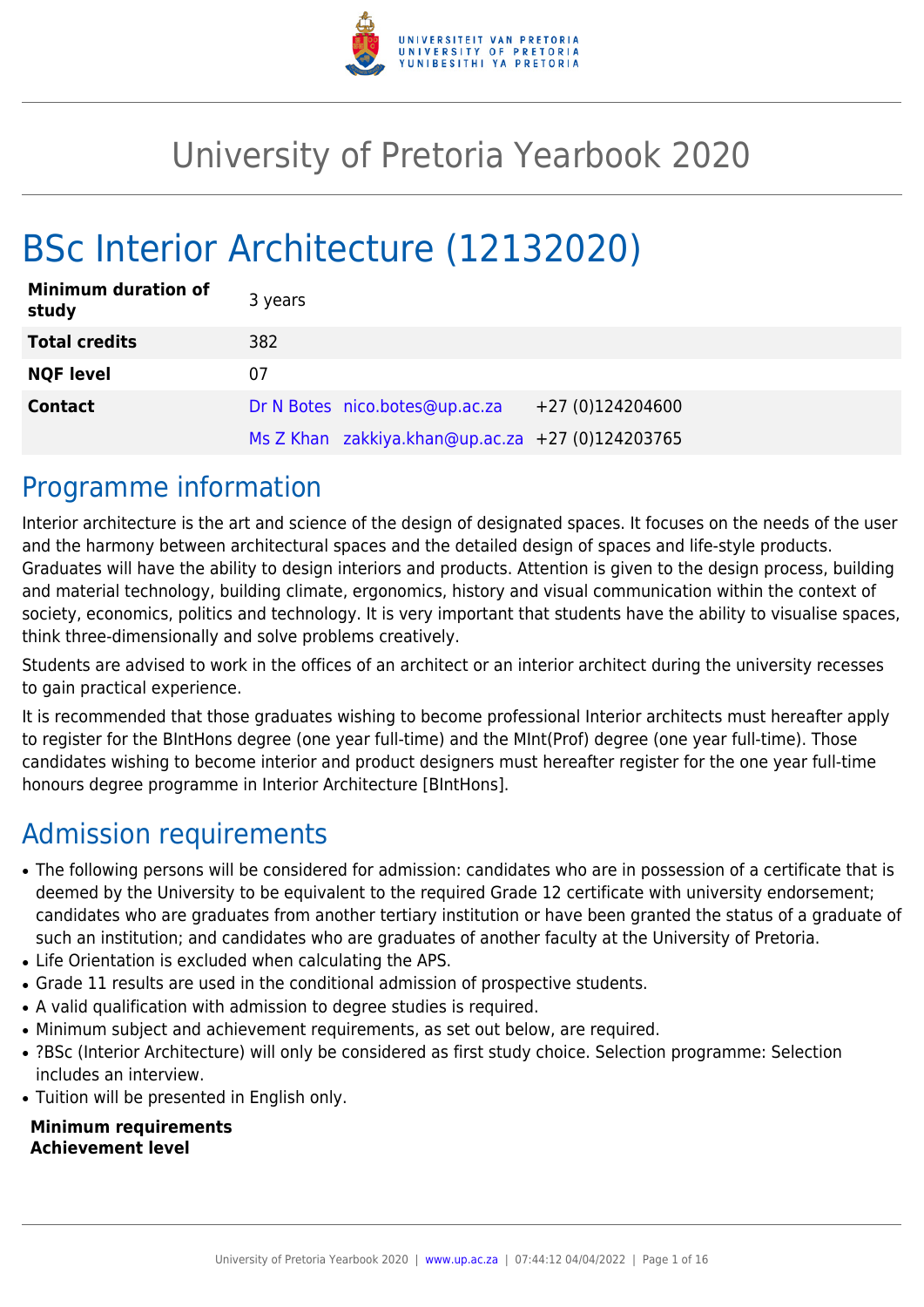# University of Pretoria Yearbook 2020

# BSc Interior Architecture (12132020)

| | | | |
|---|---|---|---|
| **Minimum duration of study** | 3 years | | |
| **Total credits** | 382 | | |
| **NQF level** | 07 | | |
| **Contact** | Dr N Botes | nico.botes@up.ac.za | +27 (0)124204600 |
| | Ms Z Khan | zakkiya.khan@up.ac.za | +27 (0)124203765 |

## Programme information

Interior architecture is the art and science of the design of designated spaces. It focuses on the needs of the user and the harmony between architectural spaces and the detailed design of spaces and life-style products. Graduates will have the ability to design interiors and products. Attention is given to the design process, building and material technology, building climate, ergonomics, history and visual communication within the context of society, economics, politics and technology. It is very important that students have the ability to visualise spaces, think three-dimensionally and solve problems creatively.

Students are advised to work in the offices of an architect or an interior architect during the university recesses to gain practical experience.

It is recommended that those graduates wishing to become professional Interior architects must hereafter apply to register for the BIntHons degree (one year full-time) and the MInt(Prof) degree (one year full-time). Those candidates wishing to become interior and product designers must hereafter register for the one year full-time honours degree programme in Interior Architecture [BIntHons].

## Admission requirements

- The following persons will be considered for admission: candidates who are in possession of a certificate that is deemed by the University to be equivalent to the required Grade 12 certificate with university endorsement; candidates who are graduates from another tertiary institution or have been granted the status of a graduate of such an institution; and candidates who are graduates of another faculty at the University of Pretoria.
- Life Orientation is excluded when calculating the APS.
- Grade 11 results are used in the conditional admission of prospective students.
- A valid qualification with admission to degree studies is required.
- Minimum subject and achievement requirements, as set out below, are required.
- ?BSc (Interior Architecture) will only be considered as first study choice. Selection programme: Selection includes an interview.
- Tuition will be presented in English only.

**Minimum requirements**
**Achievement level**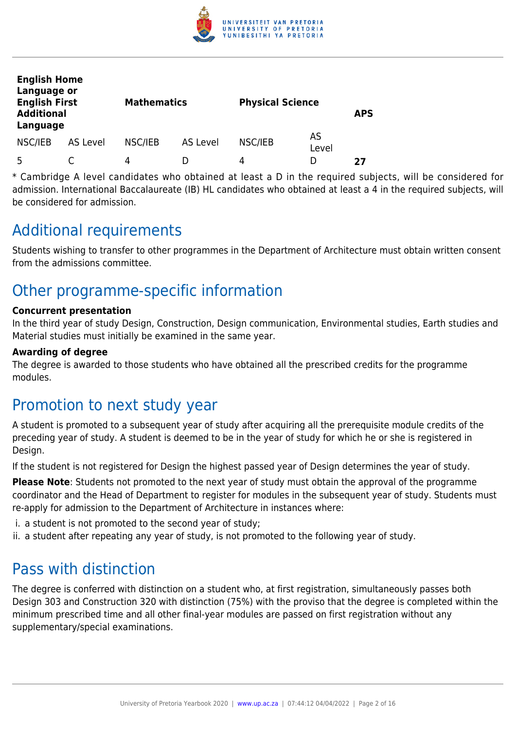| English Home Language or English First Additional Language | | Mathematics | | Physical Science | | APS |
|---|---|---|---|---|---|---|
| NSC/IEB | AS Level | NSC/IEB | AS Level | NSC/IEB | AS Level | |
| 5 | C | 4 | D | 4 | D | **27** |

* Cambridge A level candidates who obtained at least a D in the required subjects, will be considered for admission. International Baccalaureate (IB) HL candidates who obtained at least a 4 in the required subjects, will be considered for admission.

## Additional requirements

Students wishing to transfer to other programmes in the Department of Architecture must obtain written consent from the admissions committee.

## Other programme-specific information

**Concurrent presentation**

In the third year of study Design, Construction, Design communication, Environmental studies, Earth studies and Material studies must initially be examined in the same year.

**Awarding of degree**

The degree is awarded to those students who have obtained all the prescribed credits for the programme modules.

## Promotion to next study year

A student is promoted to a subsequent year of study after acquiring all the prerequisite module credits of the preceding year of study. A student is deemed to be in the year of study for which he or she is registered in Design.

If the student is not registered for Design the highest passed year of Design determines the year of study.

**Please Note**: Students not promoted to the next year of study must obtain the approval of the programme coordinator and the Head of Department to register for modules in the subsequent year of study. Students must re-apply for admission to the Department of Architecture in instances where:

i. a student is not promoted to the second year of study;
ii. a student after repeating any year of study, is not promoted to the following year of study.

## Pass with distinction

The degree is conferred with distinction on a student who, at first registration, simultaneously passes both Design 303 and Construction 320 with distinction (75%) with the proviso that the degree is completed within the minimum prescribed time and all other final-year modules are passed on first registration without any supplementary/special examinations.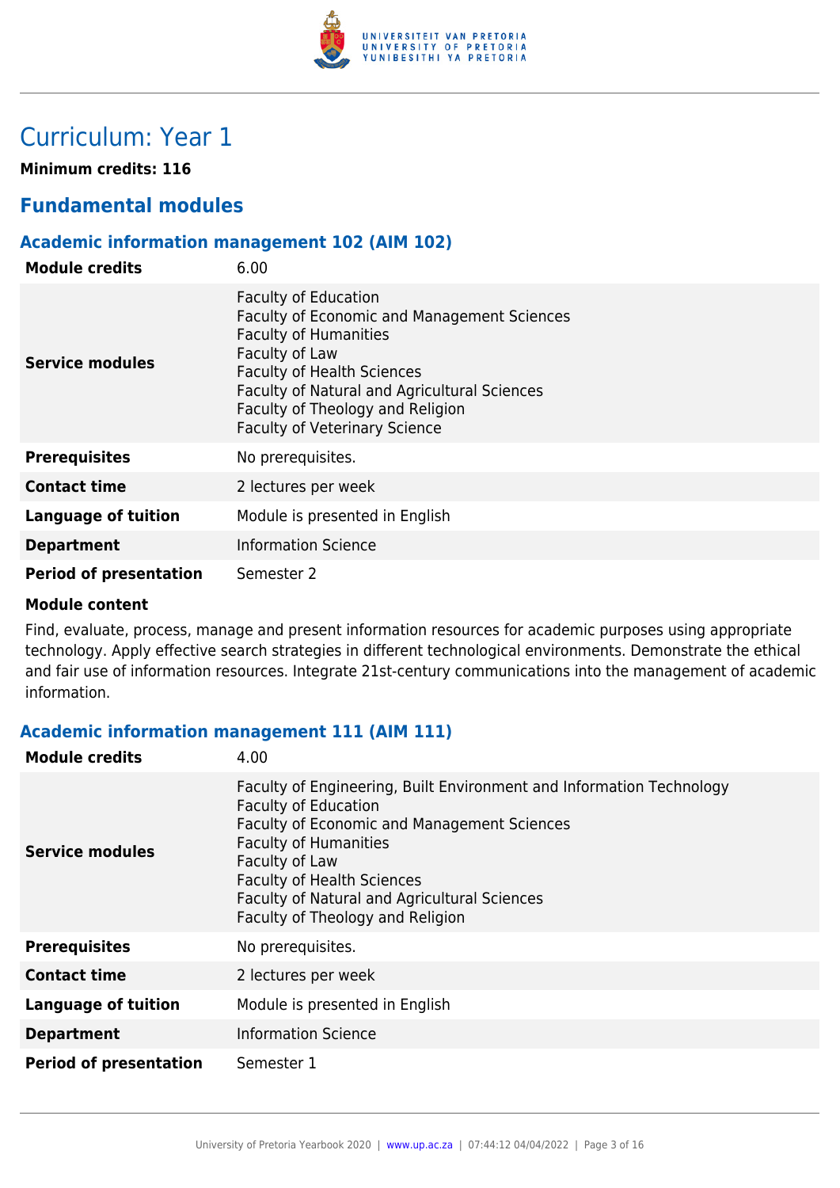# Curriculum: Year 1

**Minimum credits: 116**

## Fundamental modules

### Academic information management 102 (AIM 102)

| | |
|---|---|
| **Module credits** | 6.00 |
| **Service modules** | Faculty of Education<br>Faculty of Economic and Management Sciences<br>Faculty of Humanities<br>Faculty of Law<br>Faculty of Health Sciences<br>Faculty of Natural and Agricultural Sciences<br>Faculty of Theology and Religion<br>Faculty of Veterinary Science |
| **Prerequisites** | No prerequisites. |
| **Contact time** | 2 lectures per week |
| **Language of tuition** | Module is presented in English |
| **Department** | Information Science |
| **Period of presentation** | Semester 2 |

**Module content**

Find, evaluate, process, manage and present information resources for academic purposes using appropriate technology. Apply effective search strategies in different technological environments. Demonstrate the ethical and fair use of information resources. Integrate 21st-century communications into the management of academic information.

### Academic information management 111 (AIM 111)

| | |
|---|---|
| **Module credits** | 4.00 |
| **Service modules** | Faculty of Engineering, Built Environment and Information Technology<br>Faculty of Education<br>Faculty of Economic and Management Sciences<br>Faculty of Humanities<br>Faculty of Law<br>Faculty of Health Sciences<br>Faculty of Natural and Agricultural Sciences<br>Faculty of Theology and Religion |
| **Prerequisites** | No prerequisites. |
| **Contact time** | 2 lectures per week |
| **Language of tuition** | Module is presented in English |
| **Department** | Information Science |
| **Period of presentation** | Semester 1 |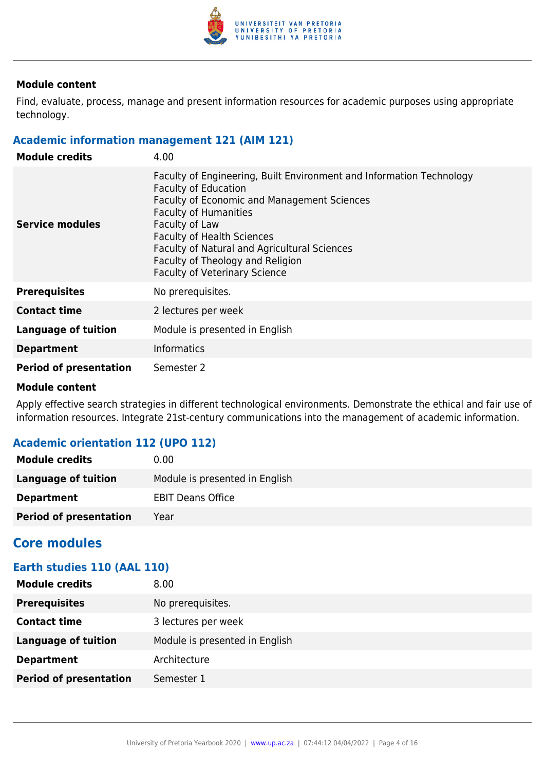**Module content**

Find, evaluate, process, manage and present information resources for academic purposes using appropriate technology.

### Academic information management 121 (AIM 121)

| | |
|---|---|
| **Module credits** | 4.00 |
| **Service modules** | Faculty of Engineering, Built Environment and Information Technology<br>Faculty of Education<br>Faculty of Economic and Management Sciences<br>Faculty of Humanities<br>Faculty of Law<br>Faculty of Health Sciences<br>Faculty of Natural and Agricultural Sciences<br>Faculty of Theology and Religion<br>Faculty of Veterinary Science |
| **Prerequisites** | No prerequisites. |
| **Contact time** | 2 lectures per week |
| **Language of tuition** | Module is presented in English |
| **Department** | Informatics |
| **Period of presentation** | Semester 2 |

**Module content**

Apply effective search strategies in different technological environments. Demonstrate the ethical and fair use of information resources. Integrate 21st-century communications into the management of academic information.

### Academic orientation 112 (UPO 112)

| | |
|---|---|
| **Module credits** | 0.00 |
| **Language of tuition** | Module is presented in English |
| **Department** | EBIT Deans Office |
| **Period of presentation** | Year |

## Core modules

### Earth studies 110 (AAL 110)

| | |
|---|---|
| **Module credits** | 8.00 |
| **Prerequisites** | No prerequisites. |
| **Contact time** | 3 lectures per week |
| **Language of tuition** | Module is presented in English |
| **Department** | Architecture |
| **Period of presentation** | Semester 1 |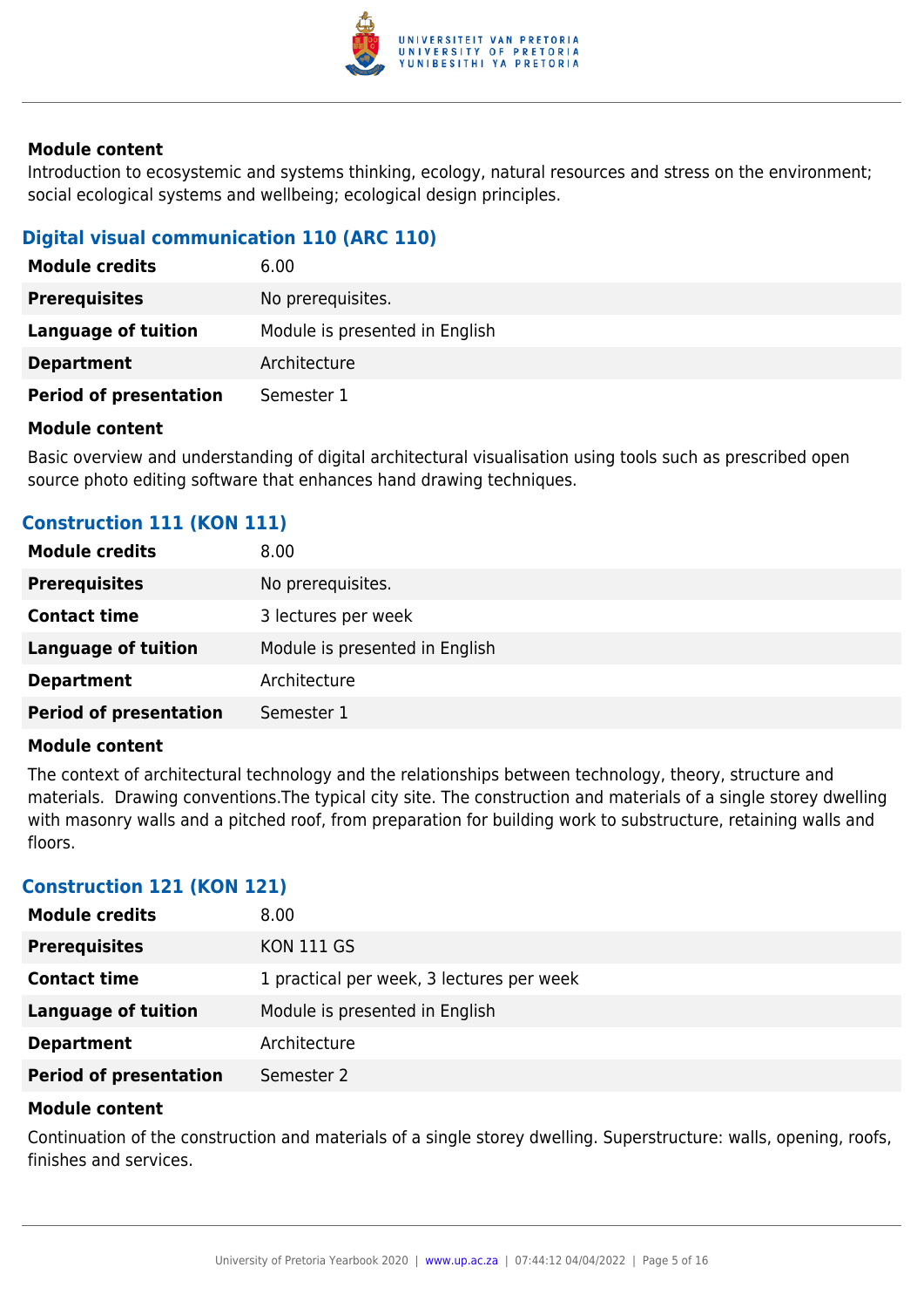#### Module content

Introduction to ecosystemic and systems thinking, ecology, natural resources and stress on the environment; social ecological systems and wellbeing; ecological design principles.

### Digital visual communication 110 (ARC 110)

| | |
|---|---|
| **Module credits** | 6.00 |
| **Prerequisites** | No prerequisites. |
| **Language of tuition** | Module is presented in English |
| **Department** | Architecture |
| **Period of presentation** | Semester 1 |

#### Module content

Basic overview and understanding of digital architectural visualisation using tools such as prescribed open source photo editing software that enhances hand drawing techniques.

### Construction 111 (KON 111)

| | |
|---|---|
| **Module credits** | 8.00 |
| **Prerequisites** | No prerequisites. |
| **Contact time** | 3 lectures per week |
| **Language of tuition** | Module is presented in English |
| **Department** | Architecture |
| **Period of presentation** | Semester 1 |

#### Module content

The context of architectural technology and the relationships between technology, theory, structure and materials.  Drawing conventions.The typical city site. The construction and materials of a single storey dwelling with masonry walls and a pitched roof, from preparation for building work to substructure, retaining walls and floors.

### Construction 121 (KON 121)

| | |
|---|---|
| **Module credits** | 8.00 |
| **Prerequisites** | KON 111 GS |
| **Contact time** | 1 practical per week, 3 lectures per week |
| **Language of tuition** | Module is presented in English |
| **Department** | Architecture |
| **Period of presentation** | Semester 2 |

#### Module content

Continuation of the construction and materials of a single storey dwelling. Superstructure: walls, opening, roofs, finishes and services.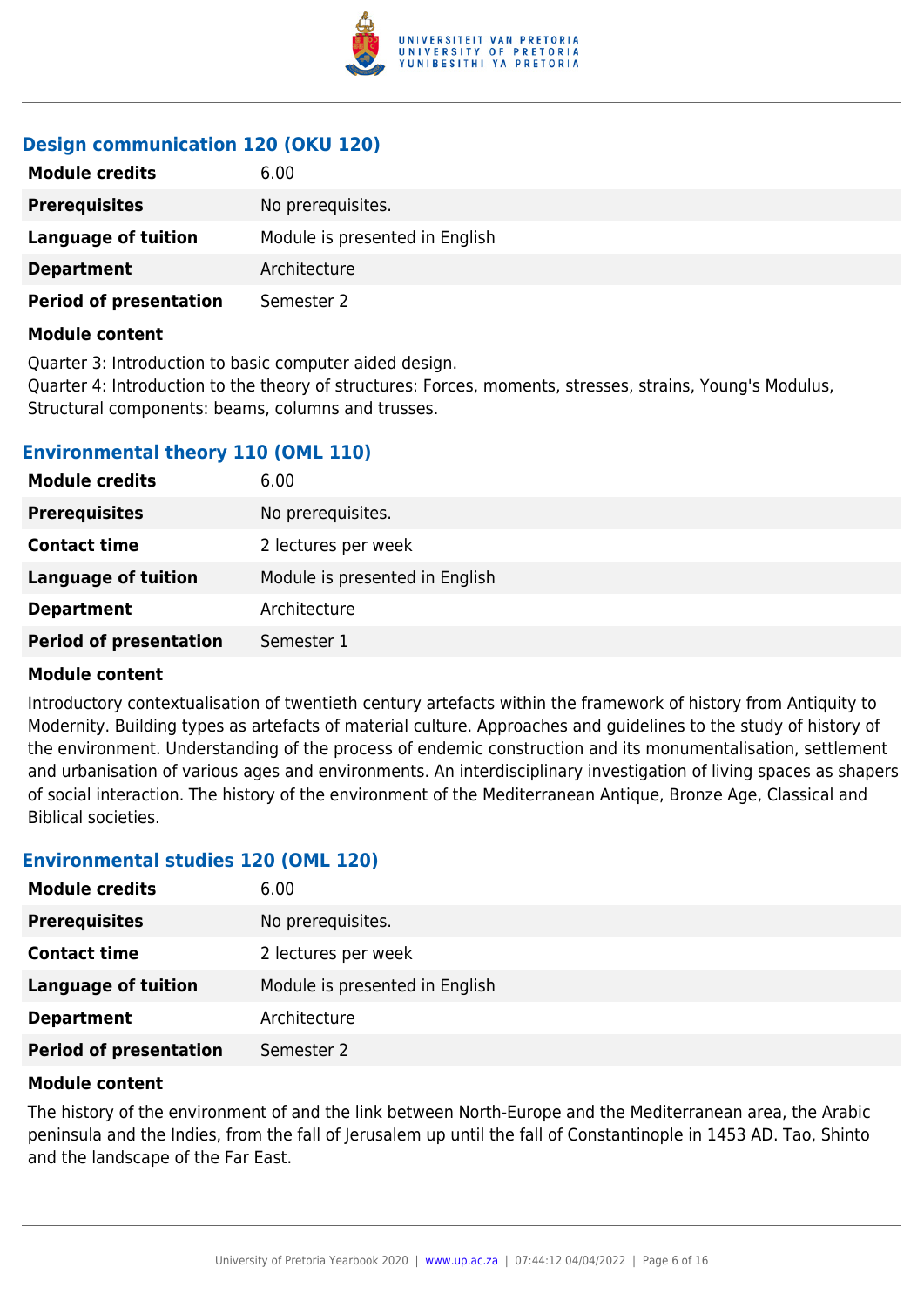### Design communication 120 (OKU 120)

| | |
|---|---|
| **Module credits** | 6.00 |
| **Prerequisites** | No prerequisites. |
| **Language of tuition** | Module is presented in English |
| **Department** | Architecture |
| **Period of presentation** | Semester 2 |

**Module content**

Quarter 3: Introduction to basic computer aided design.
Quarter 4: Introduction to the theory of structures: Forces, moments, stresses, strains, Young's Modulus, Structural components: beams, columns and trusses.

### Environmental theory 110 (OML 110)

| | |
|---|---|
| **Module credits** | 6.00 |
| **Prerequisites** | No prerequisites. |
| **Contact time** | 2 lectures per week |
| **Language of tuition** | Module is presented in English |
| **Department** | Architecture |
| **Period of presentation** | Semester 1 |

**Module content**

Introductory contextualisation of twentieth century artefacts within the framework of history from Antiquity to Modernity. Building types as artefacts of material culture. Approaches and guidelines to the study of history of the environment. Understanding of the process of endemic construction and its monumentalisation, settlement and urbanisation of various ages and environments. An interdisciplinary investigation of living spaces as shapers of social interaction. The history of the environment of the Mediterranean Antique, Bronze Age, Classical and Biblical societies.

### Environmental studies 120 (OML 120)

| | |
|---|---|
| **Module credits** | 6.00 |
| **Prerequisites** | No prerequisites. |
| **Contact time** | 2 lectures per week |
| **Language of tuition** | Module is presented in English |
| **Department** | Architecture |
| **Period of presentation** | Semester 2 |

**Module content**

The history of the environment of and the link between North-Europe and the Mediterranean area, the Arabic peninsula and the Indies, from the fall of Jerusalem up until the fall of Constantinople in 1453 AD. Tao, Shinto and the landscape of the Far East.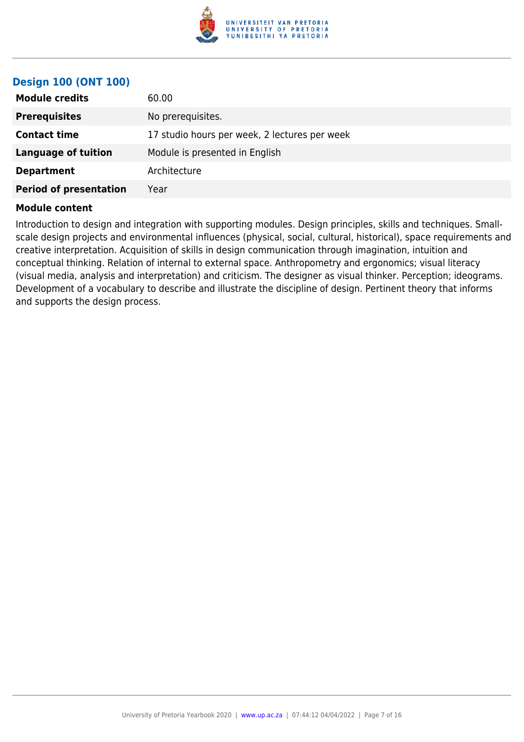### Design 100 (ONT 100)

| | |
|---|---|
| **Module credits** | 60.00 |
| **Prerequisites** | No prerequisites. |
| **Contact time** | 17 studio hours per week, 2 lectures per week |
| **Language of tuition** | Module is presented in English |
| **Department** | Architecture |
| **Period of presentation** | Year |

**Module content**

Introduction to design and integration with supporting modules. Design principles, skills and techniques. Small-scale design projects and environmental influences (physical, social, cultural, historical), space requirements and creative interpretation. Acquisition of skills in design communication through imagination, intuition and conceptual thinking. Relation of internal to external space. Anthropometry and ergonomics; visual literacy (visual media, analysis and interpretation) and criticism. The designer as visual thinker. Perception; ideograms. Development of a vocabulary to describe and illustrate the discipline of design. Pertinent theory that informs and supports the design process.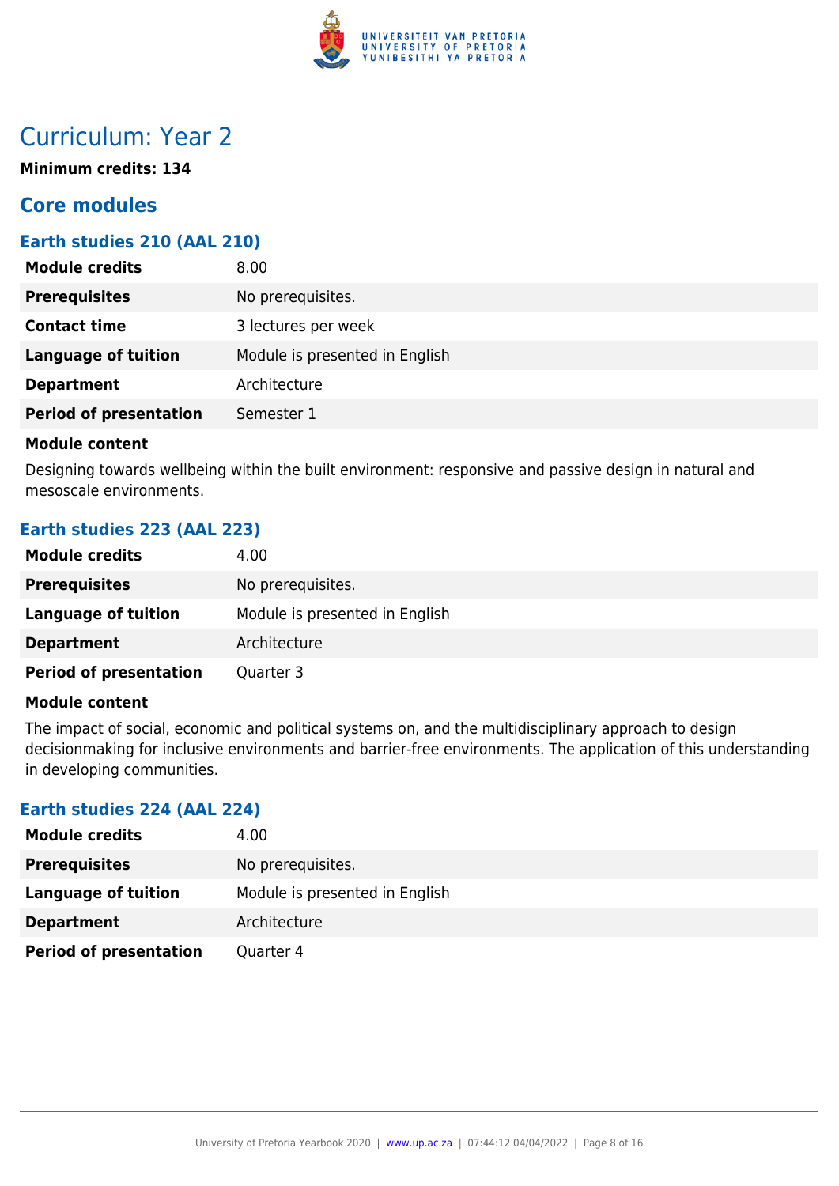# Curriculum: Year 2

**Minimum credits: 134**

## Core modules

### Earth studies 210 (AAL 210)

| | |
|---|---|
| **Module credits** | 8.00 |
| **Prerequisites** | No prerequisites. |
| **Contact time** | 3 lectures per week |
| **Language of tuition** | Module is presented in English |
| **Department** | Architecture |
| **Period of presentation** | Semester 1 |

**Module content**

Designing towards wellbeing within the built environment: responsive and passive design in natural and mesoscale environments.

### Earth studies 223 (AAL 223)

| | |
|---|---|
| **Module credits** | 4.00 |
| **Prerequisites** | No prerequisites. |
| **Language of tuition** | Module is presented in English |
| **Department** | Architecture |
| **Period of presentation** | Quarter 3 |

**Module content**

The impact of social, economic and political systems on, and the multidisciplinary approach to design decisionmaking for inclusive environments and barrier-free environments. The application of this understanding in developing communities.

### Earth studies 224 (AAL 224)

| | |
|---|---|
| **Module credits** | 4.00 |
| **Prerequisites** | No prerequisites. |
| **Language of tuition** | Module is presented in English |
| **Department** | Architecture |
| **Period of presentation** | Quarter 4 |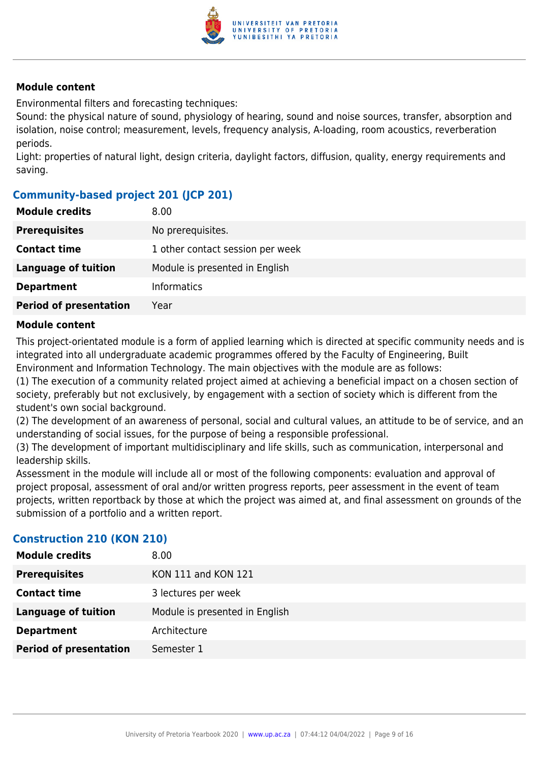#### Module content

Environmental filters and forecasting techniques:
Sound: the physical nature of sound, physiology of hearing, sound and noise sources, transfer, absorption and isolation, noise control; measurement, levels, frequency analysis, A-loading, room acoustics, reverberation periods.
Light: properties of natural light, design criteria, daylight factors, diffusion, quality, energy requirements and saving.

### Community-based project 201 (JCP 201)

| | |
|---|---|
| **Module credits** | 8.00 |
| **Prerequisites** | No prerequisites. |
| **Contact time** | 1 other contact session per week |
| **Language of tuition** | Module is presented in English |
| **Department** | Informatics |
| **Period of presentation** | Year |

#### Module content

This project-orientated module is a form of applied learning which is directed at specific community needs and is integrated into all undergraduate academic programmes offered by the Faculty of Engineering, Built Environment and Information Technology. The main objectives with the module are as follows:
(1) The execution of a community related project aimed at achieving a beneficial impact on a chosen section of society, preferably but not exclusively, by engagement with a section of society which is different from the student's own social background.
(2) The development of an awareness of personal, social and cultural values, an attitude to be of service, and an understanding of social issues, for the purpose of being a responsible professional.
(3) The development of important multidisciplinary and life skills, such as communication, interpersonal and leadership skills.
Assessment in the module will include all or most of the following components: evaluation and approval of project proposal, assessment of oral and/or written progress reports, peer assessment in the event of team projects, written reportback by those at which the project was aimed at, and final assessment on grounds of the submission of a portfolio and a written report.

### Construction 210 (KON 210)

| | |
|---|---|
| **Module credits** | 8.00 |
| **Prerequisites** | KON 111 and KON 121 |
| **Contact time** | 3 lectures per week |
| **Language of tuition** | Module is presented in English |
| **Department** | Architecture |
| **Period of presentation** | Semester 1 |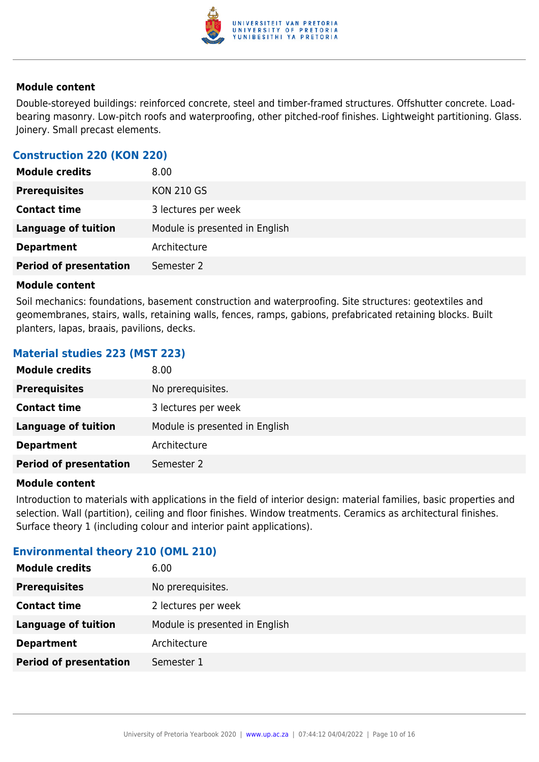**Module content**

Double-storeyed buildings: reinforced concrete, steel and timber-framed structures. Offshutter concrete. Load-bearing masonry. Low-pitch roofs and waterproofing, other pitched-roof finishes. Lightweight partitioning. Glass. Joinery. Small precast elements.

### Construction 220 (KON 220)

| | |
|---|---|
| **Module credits** | 8.00 |
| **Prerequisites** | KON 210 GS |
| **Contact time** | 3 lectures per week |
| **Language of tuition** | Module is presented in English |
| **Department** | Architecture |
| **Period of presentation** | Semester 2 |

**Module content**

Soil mechanics: foundations, basement construction and waterproofing. Site structures: geotextiles and geomembranes, stairs, walls, retaining walls, fences, ramps, gabions, prefabricated retaining blocks. Built planters, lapas, braais, pavilions, decks.

### Material studies 223 (MST 223)

| | |
|---|---|
| **Module credits** | 8.00 |
| **Prerequisites** | No prerequisites. |
| **Contact time** | 3 lectures per week |
| **Language of tuition** | Module is presented in English |
| **Department** | Architecture |
| **Period of presentation** | Semester 2 |

**Module content**

Introduction to materials with applications in the field of interior design: material families, basic properties and selection. Wall (partition), ceiling and floor finishes. Window treatments. Ceramics as architectural finishes. Surface theory 1 (including colour and interior paint applications).

### Environmental theory 210 (OML 210)

| | |
|---|---|
| **Module credits** | 6.00 |
| **Prerequisites** | No prerequisites. |
| **Contact time** | 2 lectures per week |
| **Language of tuition** | Module is presented in English |
| **Department** | Architecture |
| **Period of presentation** | Semester 1 |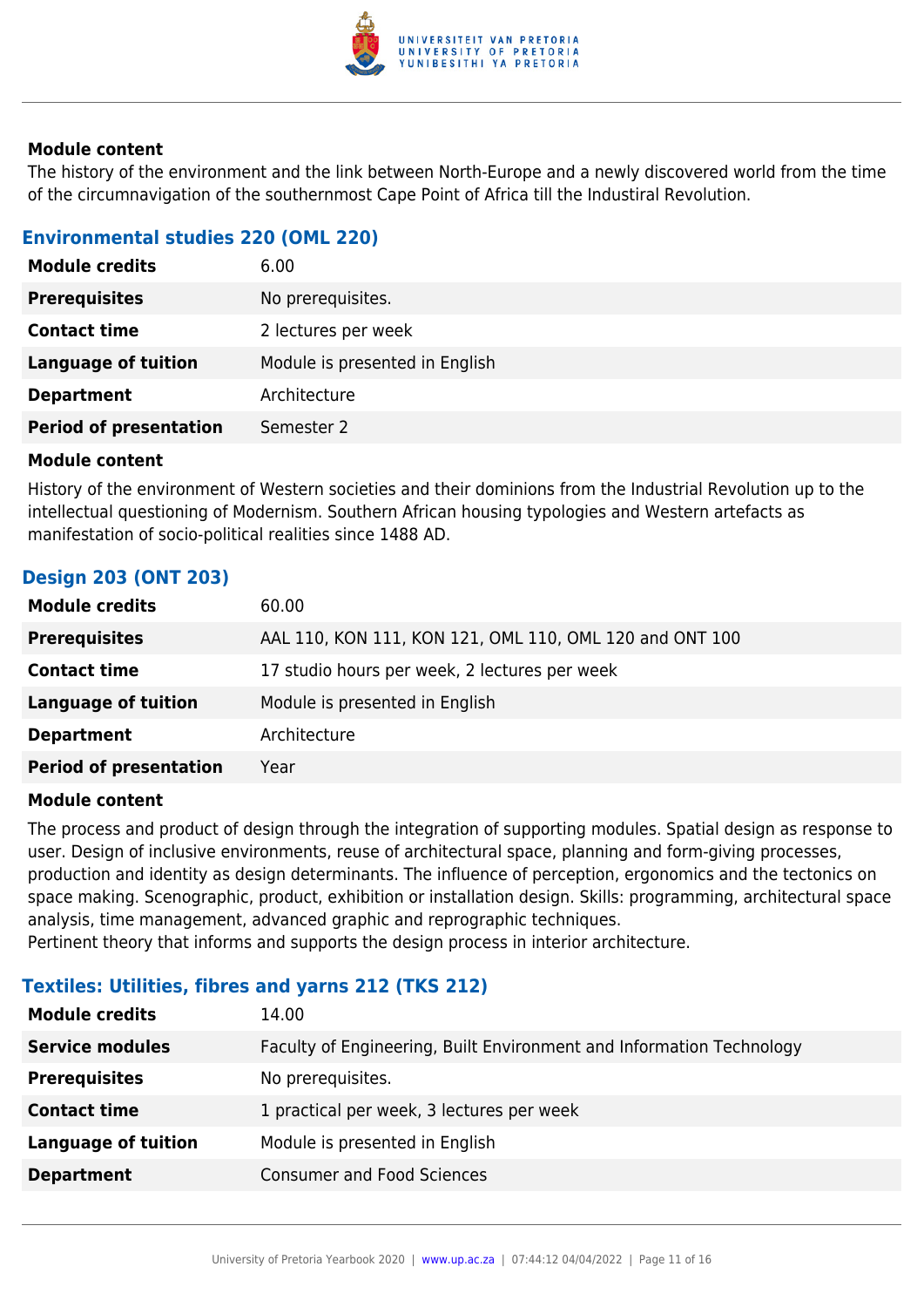**Module content**

The history of the environment and the link between North-Europe and a newly discovered world from the time of the circumnavigation of the southernmost Cape Point of Africa till the Industrial Revolution.

### Environmental studies 220 (OML 220)

| | |
|---|---|
| **Module credits** | 6.00 |
| **Prerequisites** | No prerequisites. |
| **Contact time** | 2 lectures per week |
| **Language of tuition** | Module is presented in English |
| **Department** | Architecture |
| **Period of presentation** | Semester 2 |

**Module content**

History of the environment of Western societies and their dominions from the Industrial Revolution up to the intellectual questioning of Modernism. Southern African housing typologies and Western artefacts as manifestation of socio-political realities since 1488 AD.

### Design 203 (ONT 203)

| | |
|---|---|
| **Module credits** | 60.00 |
| **Prerequisites** | AAL 110, KON 111, KON 121, OML 110, OML 120 and ONT 100 |
| **Contact time** | 17 studio hours per week, 2 lectures per week |
| **Language of tuition** | Module is presented in English |
| **Department** | Architecture |
| **Period of presentation** | Year |

**Module content**

The process and product of design through the integration of supporting modules. Spatial design as response to user. Design of inclusive environments, reuse of architectural space, planning and form-giving processes, production and identity as design determinants. The influence of perception, ergonomics and the tectonics on space making. Scenographic, product, exhibition or installation design. Skills: programming, architectural space analysis, time management, advanced graphic and reprographic techniques.
Pertinent theory that informs and supports the design process in interior architecture.

### Textiles: Utilities, fibres and yarns 212 (TKS 212)

| | |
|---|---|
| **Module credits** | 14.00 |
| **Service modules** | Faculty of Engineering, Built Environment and Information Technology |
| **Prerequisites** | No prerequisites. |
| **Contact time** | 1 practical per week, 3 lectures per week |
| **Language of tuition** | Module is presented in English |
| **Department** | Consumer and Food Sciences |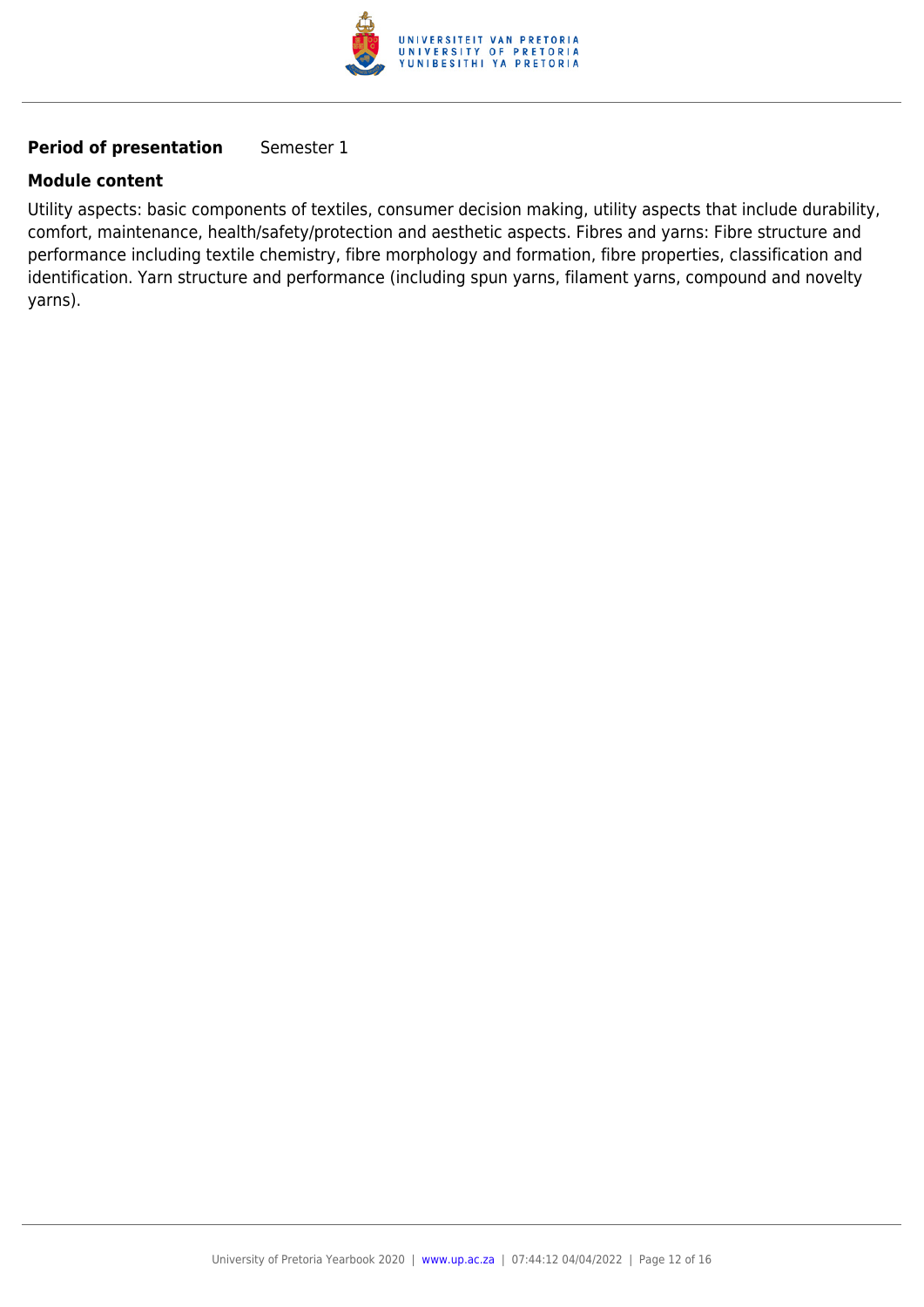**Period of presentation** Semester 1

**Module content**

Utility aspects: basic components of textiles, consumer decision making, utility aspects that include durability, comfort, maintenance, health/safety/protection and aesthetic aspects. Fibres and yarns: Fibre structure and performance including textile chemistry, fibre morphology and formation, fibre properties, classification and identification. Yarn structure and performance (including spun yarns, filament yarns, compound and novelty yarns).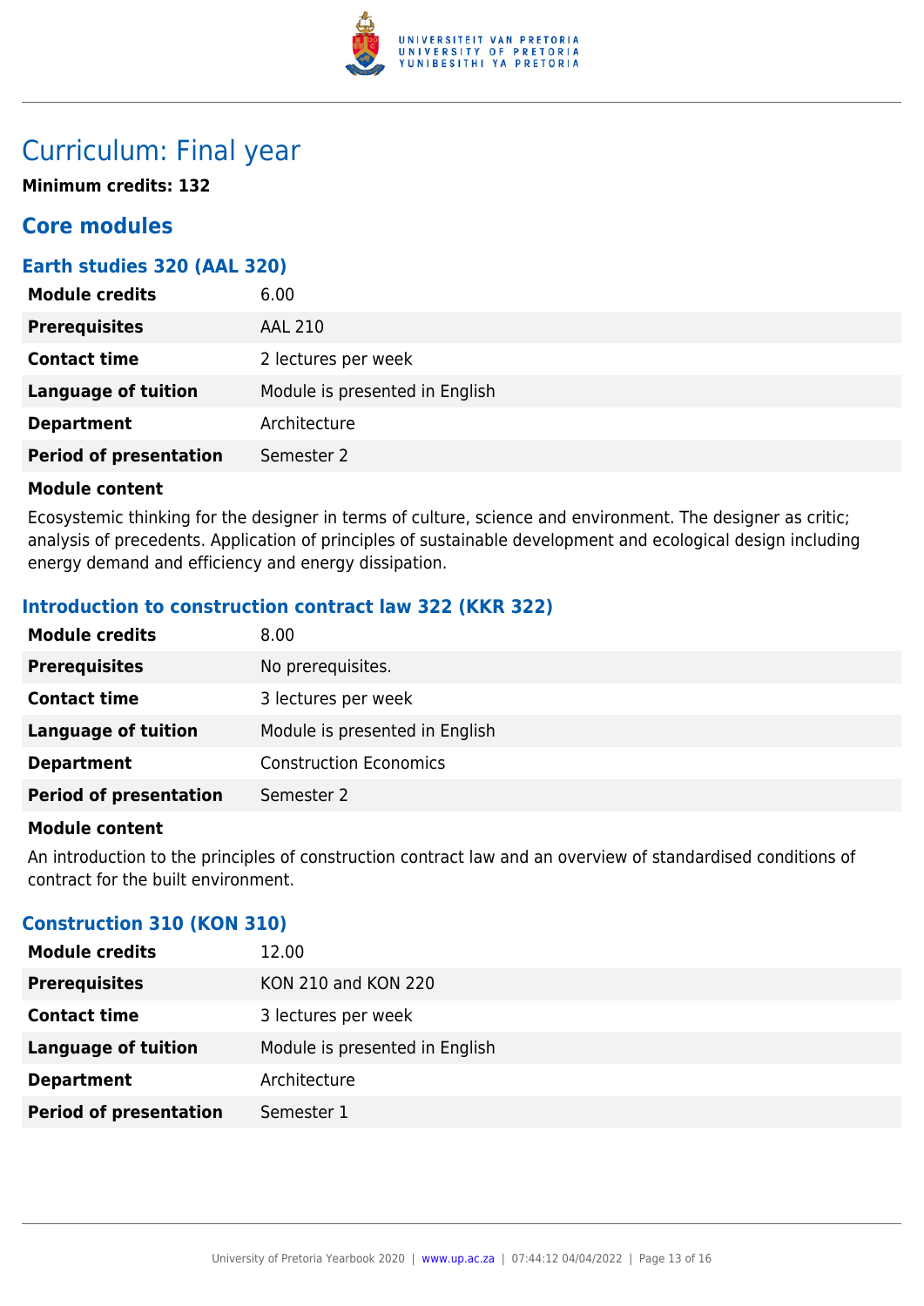# Curriculum: Final year

**Minimum credits: 132**

## Core modules

### Earth studies 320 (AAL 320)

| | |
|---|---|
| **Module credits** | 6.00 |
| **Prerequisites** | AAL 210 |
| **Contact time** | 2 lectures per week |
| **Language of tuition** | Module is presented in English |
| **Department** | Architecture |
| **Period of presentation** | Semester 2 |

**Module content**

Ecosystemic thinking for the designer in terms of culture, science and environment. The designer as critic; analysis of precedents. Application of principles of sustainable development and ecological design including energy demand and efficiency and energy dissipation.

### Introduction to construction contract law 322 (KKR 322)

| | |
|---|---|
| **Module credits** | 8.00 |
| **Prerequisites** | No prerequisites. |
| **Contact time** | 3 lectures per week |
| **Language of tuition** | Module is presented in English |
| **Department** | Construction Economics |
| **Period of presentation** | Semester 2 |

**Module content**

An introduction to the principles of construction contract law and an overview of standardised conditions of contract for the built environment.

### Construction 310 (KON 310)

| | |
|---|---|
| **Module credits** | 12.00 |
| **Prerequisites** | KON 210 and KON 220 |
| **Contact time** | 3 lectures per week |
| **Language of tuition** | Module is presented in English |
| **Department** | Architecture |
| **Period of presentation** | Semester 1 |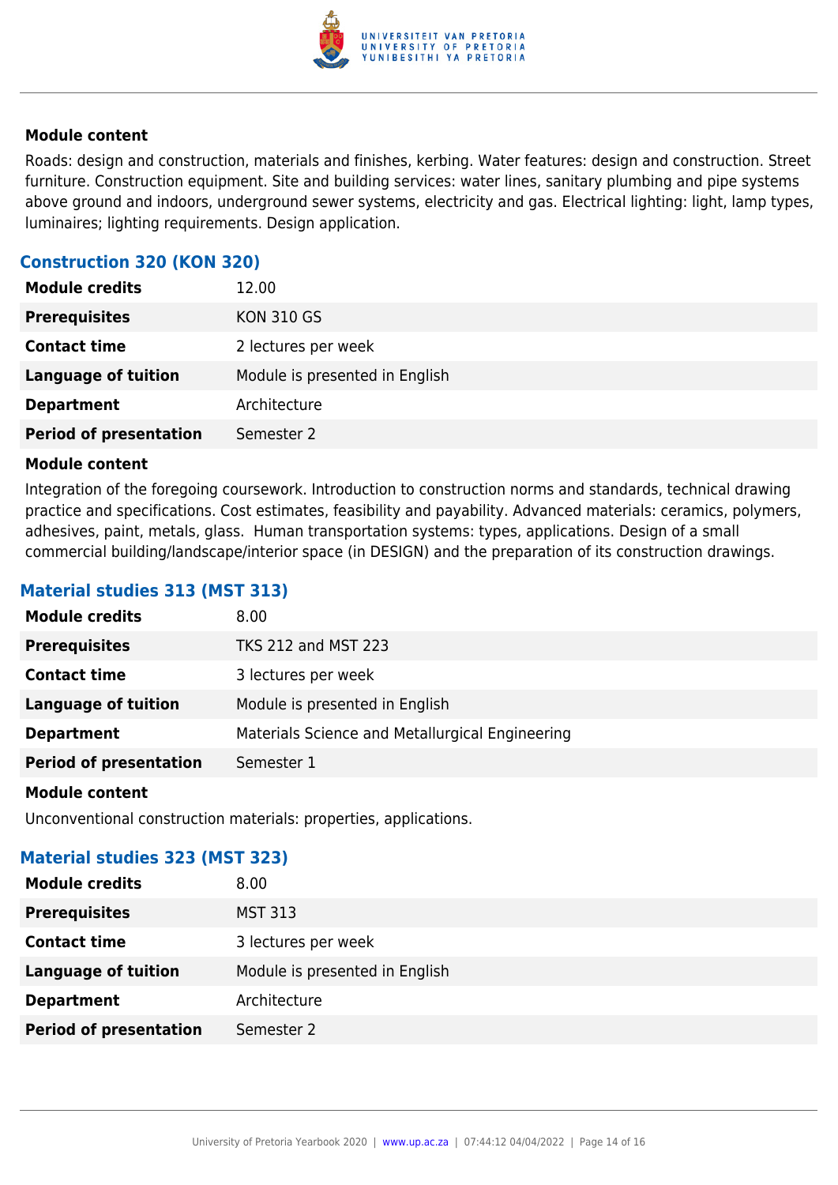**Module content**

Roads: design and construction, materials and finishes, kerbing. Water features: design and construction. Street furniture. Construction equipment. Site and building services: water lines, sanitary plumbing and pipe systems above ground and indoors, underground sewer systems, electricity and gas. Electrical lighting: light, lamp types, luminaires; lighting requirements. Design application.

### Construction 320 (KON 320)

| | |
|---|---|
| **Module credits** | 12.00 |
| **Prerequisites** | KON 310 GS |
| **Contact time** | 2 lectures per week |
| **Language of tuition** | Module is presented in English |
| **Department** | Architecture |
| **Period of presentation** | Semester 2 |

**Module content**

Integration of the foregoing coursework. Introduction to construction norms and standards, technical drawing practice and specifications. Cost estimates, feasibility and payability. Advanced materials: ceramics, polymers, adhesives, paint, metals, glass. Human transportation systems: types, applications. Design of a small commercial building/landscape/interior space (in DESIGN) and the preparation of its construction drawings.

### Material studies 313 (MST 313)

| | |
|---|---|
| **Module credits** | 8.00 |
| **Prerequisites** | TKS 212 and MST 223 |
| **Contact time** | 3 lectures per week |
| **Language of tuition** | Module is presented in English |
| **Department** | Materials Science and Metallurgical Engineering |
| **Period of presentation** | Semester 1 |

**Module content**

Unconventional construction materials: properties, applications.

### Material studies 323 (MST 323)

| | |
|---|---|
| **Module credits** | 8.00 |
| **Prerequisites** | MST 313 |
| **Contact time** | 3 lectures per week |
| **Language of tuition** | Module is presented in English |
| **Department** | Architecture |
| **Period of presentation** | Semester 2 |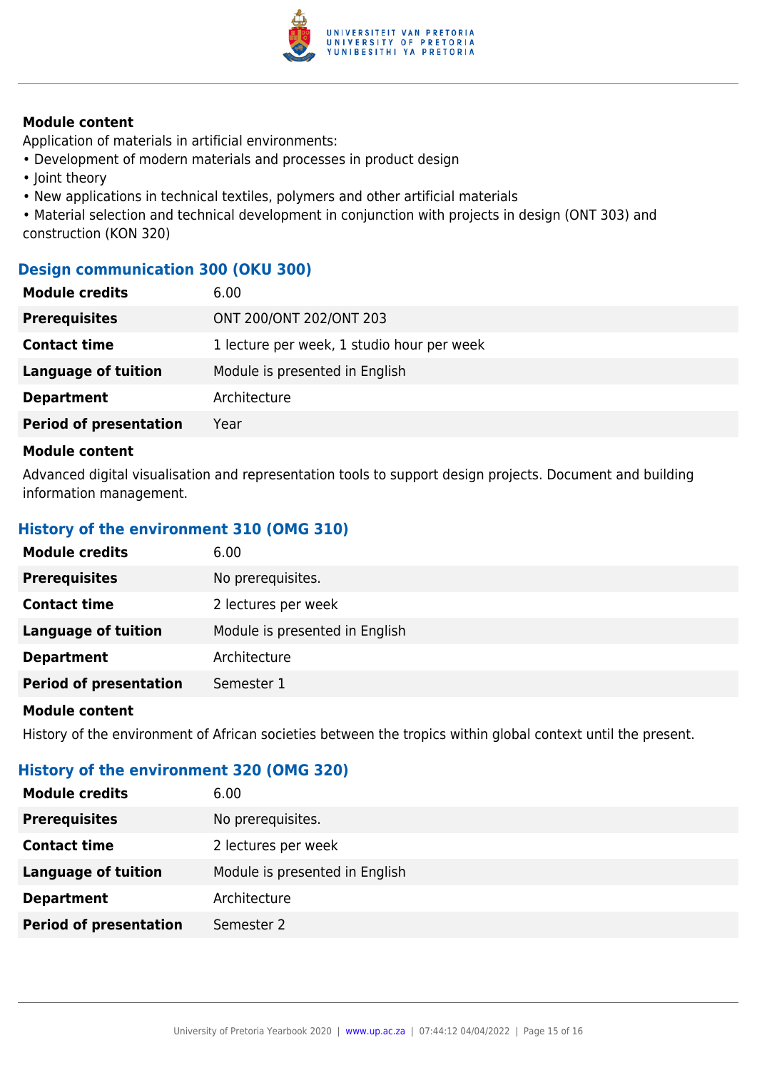#### Module content

Application of materials in artificial environments:

- Development of modern materials and processes in product design
- Joint theory
- New applications in technical textiles, polymers and other artificial materials
- Material selection and technical development in conjunction with projects in design (ONT 303) and construction (KON 320)

### Design communication 300 (OKU 300)

| | |
|---|---|
| **Module credits** | 6.00 |
| **Prerequisites** | ONT 200/ONT 202/ONT 203 |
| **Contact time** | 1 lecture per week, 1 studio hour per week |
| **Language of tuition** | Module is presented in English |
| **Department** | Architecture |
| **Period of presentation** | Year |

#### Module content

Advanced digital visualisation and representation tools to support design projects. Document and building information management.

### History of the environment 310 (OMG 310)

| | |
|---|---|
| **Module credits** | 6.00 |
| **Prerequisites** | No prerequisites. |
| **Contact time** | 2 lectures per week |
| **Language of tuition** | Module is presented in English |
| **Department** | Architecture |
| **Period of presentation** | Semester 1 |

#### Module content

History of the environment of African societies between the tropics within global context until the present.

### History of the environment 320 (OMG 320)

| | |
|---|---|
| **Module credits** | 6.00 |
| **Prerequisites** | No prerequisites. |
| **Contact time** | 2 lectures per week |
| **Language of tuition** | Module is presented in English |
| **Department** | Architecture |
| **Period of presentation** | Semester 2 |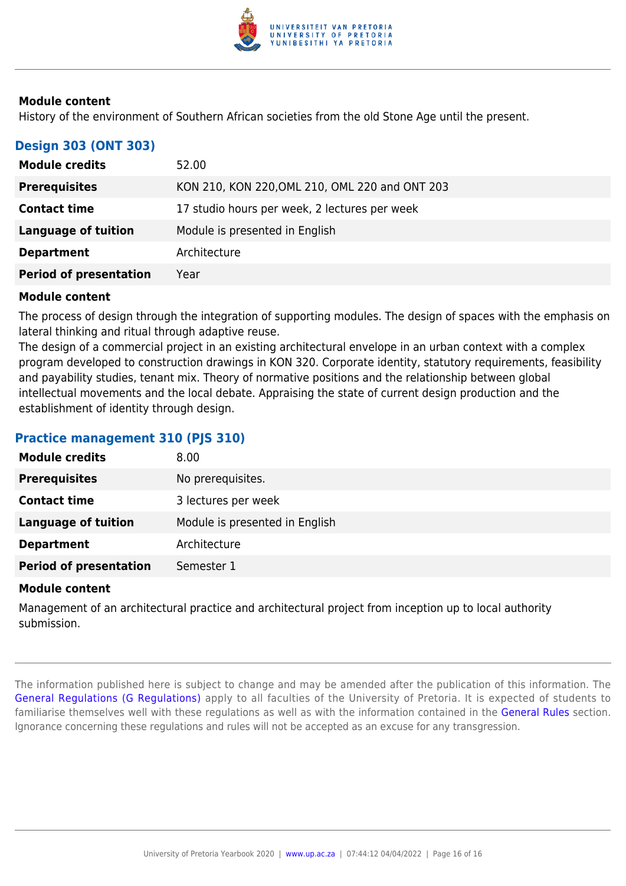**Module content**

History of the environment of Southern African societies from the old Stone Age until the present.

### Design 303 (ONT 303)

| | |
|---|---|
| **Module credits** | 52.00 |
| **Prerequisites** | KON 210, KON 220,OML 210, OML 220 and ONT 203 |
| **Contact time** | 17 studio hours per week, 2 lectures per week |
| **Language of tuition** | Module is presented in English |
| **Department** | Architecture |
| **Period of presentation** | Year |

**Module content**

The process of design through the integration of supporting modules. The design of spaces with the emphasis on lateral thinking and ritual through adaptive reuse.
The design of a commercial project in an existing architectural envelope in an urban context with a complex program developed to construction drawings in KON 320. Corporate identity, statutory requirements, feasibility and payability studies, tenant mix. Theory of normative positions and the relationship between global intellectual movements and the local debate. Appraising the state of current design production and the establishment of identity through design.

### Practice management 310 (PJS 310)

| | |
|---|---|
| **Module credits** | 8.00 |
| **Prerequisites** | No prerequisites. |
| **Contact time** | 3 lectures per week |
| **Language of tuition** | Module is presented in English |
| **Department** | Architecture |
| **Period of presentation** | Semester 1 |

**Module content**

Management of an architectural practice and architectural project from inception up to local authority submission.

The information published here is subject to change and may be amended after the publication of this information. The General Regulations (G Regulations) apply to all faculties of the University of Pretoria. It is expected of students to familiarise themselves well with these regulations as well as with the information contained in the General Rules section. Ignorance concerning these regulations and rules will not be accepted as an excuse for any transgression.